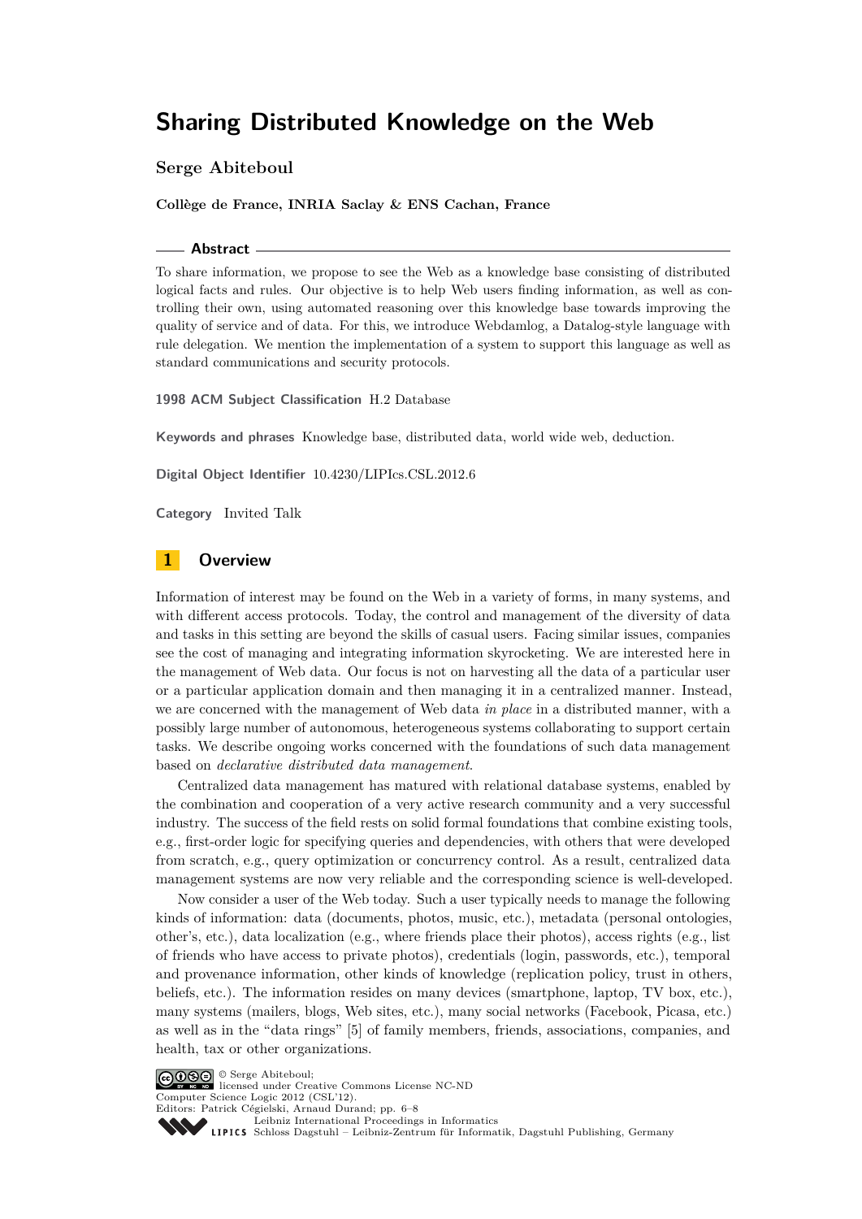# Sharing Distributed Knowledge on the Web

**Serge Abiteboul**

**Collège de France, INRIA Saclay & ENS Cachan, France**

## Abstract

To share information, we propose to see the Web as a knowledge base consisting of distributed logical facts and rules. Our objective is to help Web users finding information, as well as controlling their own, using automated reasoning over this knowledge base towards improving the quality of service and of data. For this, we introduce Webdamlog, a Datalog-style language with rule delegation. We mention the implementation of a system to support this language as well as standard communications and security protocols.

**1998 ACM Subject Classification** H.2 Database

**Keywords and phrases** Knowledge base, distributed data, world wide web, deduction.

**Digital Object Identifier** 10.4230/LIPIcs.CSL.2012.6

**Category** Invited Talk

## 1 Overview

Information of interest may be found on the Web in a variety of forms, in many systems, and with different access protocols. Today, the control and management of the diversity of data and tasks in this setting are beyond the skills of casual users. Facing similar issues, companies see the cost of managing and integrating information skyrocketing. We are interested here in the management of Web data. Our focus is not on harvesting all the data of a particular user or a particular application domain and then managing it in a centralized manner. Instead, we are concerned with the management of Web data *in place* in a distributed manner, with a possibly large number of autonomous, heterogeneous systems collaborating to support certain tasks. We describe ongoing works concerned with the foundations of such data management based on *declarative distributed data management*.

Centralized data management has matured with relational database systems, enabled by the combination and cooperation of a very active research community and a very successful industry. The success of the field rests on solid formal foundations that combine existing tools, e.g., first-order logic for specifying queries and dependencies, with others that were developed from scratch, e.g., query optimization or concurrency control. As a result, centralized data management systems are now very reliable and the corresponding science is well-developed.

Now consider a user of the Web today. Such a user typically needs to manage the following kinds of information: data (documents, photos, music, etc.), metadata (personal ontologies, other's, etc.), data localization (e.g., where friends place their photos), access rights (e.g., list of friends who have access to private photos), credentials (login, passwords, etc.), temporal and provenance information, other kinds of knowledge (replication policy, trust in others, beliefs, etc.). The information resides on many devices (smartphone, laptop, TV box, etc.), many systems (mailers, blogs, Web sites, etc.), many social networks (Facebook, Picasa, etc.) as well as in the "data rings" [5] of family members, friends, associations, companies, and health, tax or other organizations.

© Serge Abiteboul;
licensed under Creative Commons License NC-ND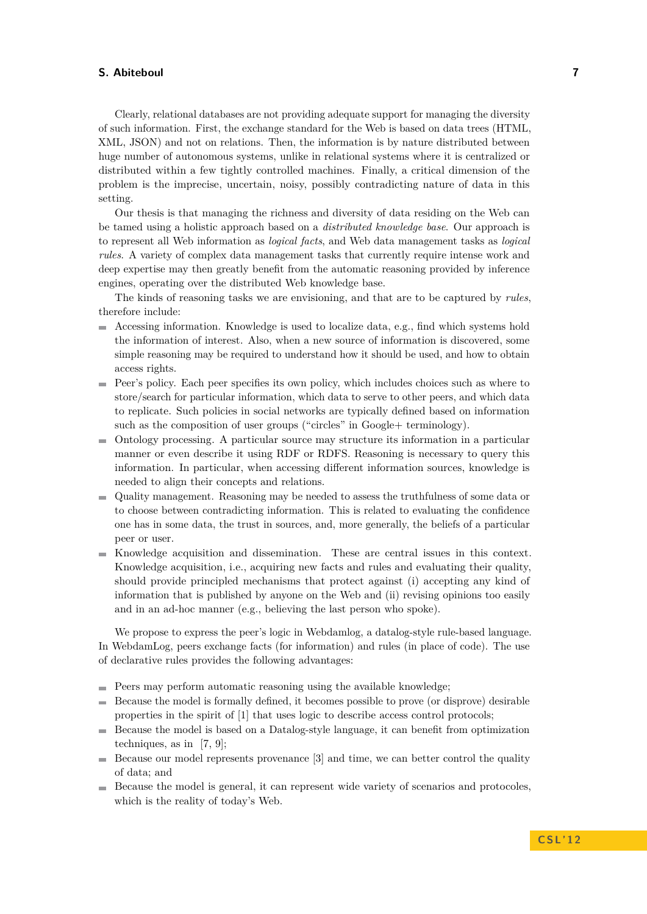Clearly, relational databases are not providing adequate support for managing the diversity of such information. First, the exchange standard for the Web is based on data trees (HTML, XML, JSON) and not on relations. Then, the information is by nature distributed between huge number of autonomous systems, unlike in relational systems where it is centralized or distributed within a few tightly controlled machines. Finally, a critical dimension of the problem is the imprecise, uncertain, noisy, possibly contradicting nature of data in this setting.

Our thesis is that managing the richness and diversity of data residing on the Web can be tamed using a holistic approach based on a *distributed knowledge base*. Our approach is to represent all Web information as *logical facts*, and Web data management tasks as *logical rules*. A variety of complex data management tasks that currently require intense work and deep expertise may then greatly benefit from the automatic reasoning provided by inference engines, operating over the distributed Web knowledge base.

The kinds of reasoning tasks we are envisioning, and that are to be captured by *rules*, therefore include:

- Accessing information. Knowledge is used to localize data, e.g., find which systems hold the information of interest. Also, when a new source of information is discovered, some simple reasoning may be required to understand how it should be used, and how to obtain access rights.
- Peer's policy. Each peer specifies its own policy, which includes choices such as where to store/search for particular information, which data to serve to other peers, and which data to replicate. Such policies in social networks are typically defined based on information such as the composition of user groups ("circles" in Google+ terminology).
- Ontology processing. A particular source may structure its information in a particular manner or even describe it using RDF or RDFS. Reasoning is necessary to query this information. In particular, when accessing different information sources, knowledge is needed to align their concepts and relations.
- Quality management. Reasoning may be needed to assess the truthfulness of some data or to choose between contradicting information. This is related to evaluating the confidence one has in some data, the trust in sources, and, more generally, the beliefs of a particular peer or user.
- Knowledge acquisition and dissemination. These are central issues in this context. Knowledge acquisition, i.e., acquiring new facts and rules and evaluating their quality, should provide principled mechanisms that protect against (i) accepting any kind of information that is published by anyone on the Web and (ii) revising opinions too easily and in an ad-hoc manner (e.g., believing the last person who spoke).

We propose to express the peer's logic in Webdamlog, a datalog-style rule-based language. In WebdamLog, peers exchange facts (for information) and rules (in place of code). The use of declarative rules provides the following advantages:

- Peers may perform automatic reasoning using the available knowledge;
- Because the model is formally defined, it becomes possible to prove (or disprove) desirable properties in the spirit of [1] that uses logic to describe access control protocols;
- Because the model is based on a Datalog-style language, it can benefit from optimization techniques, as in [7, 9];
- Because our model represents provenance [3] and time, we can better control the quality of data; and
- Because the model is general, it can represent wide variety of scenarios and protocoles, which is the reality of today's Web.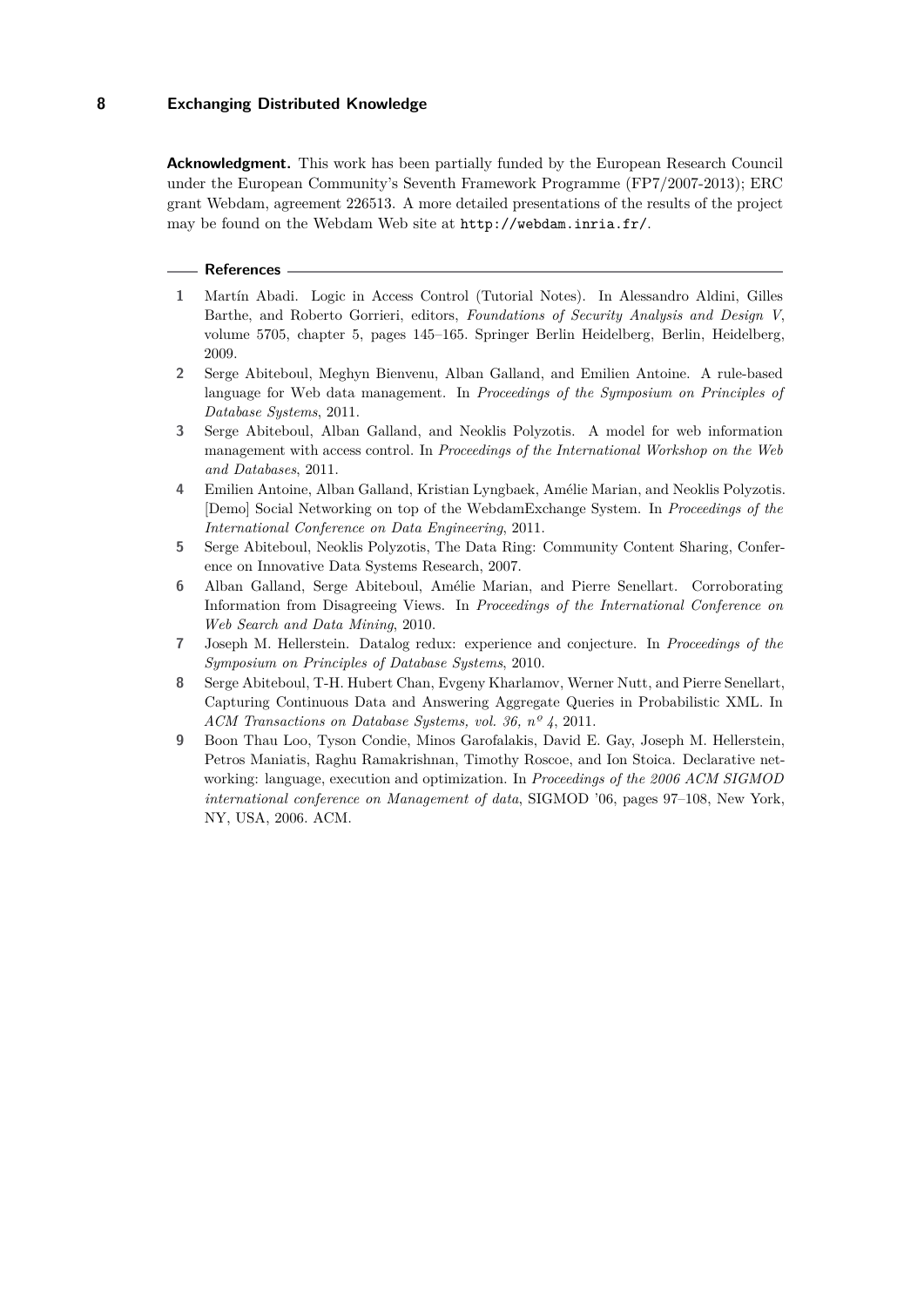**Acknowledgment.** This work has been partially funded by the European Research Council under the European Community's Seventh Framework Programme (FP7/2007-2013); ERC grant Webdam, agreement 226513. A more detailed presentations of the results of the project may be found on the Webdam Web site at `http://webdam.inria.fr/`.

## References

1. Martín Abadi. Logic in Access Control (Tutorial Notes). In Alessandro Aldini, Gilles Barthe, and Roberto Gorrieri, editors, *Foundations of Security Analysis and Design V*, volume 5705, chapter 5, pages 145–165. Springer Berlin Heidelberg, Berlin, Heidelberg, 2009.
2. Serge Abiteboul, Meghyn Bienvenu, Alban Galland, and Emilien Antoine. A rule-based language for Web data management. In *Proceedings of the Symposium on Principles of Database Systems*, 2011.
3. Serge Abiteboul, Alban Galland, and Neoklis Polyzotis. A model for web information management with access control. In *Proceedings of the International Workshop on the Web and Databases*, 2011.
4. Emilien Antoine, Alban Galland, Kristian Lyngbaek, Amélie Marian, and Neoklis Polyzotis. [Demo] Social Networking on top of the WebdamExchange System. In *Proceedings of the International Conference on Data Engineering*, 2011.
5. Serge Abiteboul, Neoklis Polyzotis, The Data Ring: Community Content Sharing, Conference on Innovative Data Systems Research, 2007.
6. Alban Galland, Serge Abiteboul, Amélie Marian, and Pierre Senellart. Corroborating Information from Disagreeing Views. In *Proceedings of the International Conference on Web Search and Data Mining*, 2010.
7. Joseph M. Hellerstein. Datalog redux: experience and conjecture. In *Proceedings of the Symposium on Principles of Database Systems*, 2010.
8. Serge Abiteboul, T-H. Hubert Chan, Evgeny Kharlamov, Werner Nutt, and Pierre Senellart, Capturing Continuous Data and Answering Aggregate Queries in Probabilistic XML. In *ACM Transactions on Database Systems, vol. 36, nº 4*, 2011.
9. Boon Thau Loo, Tyson Condie, Minos Garofalakis, David E. Gay, Joseph M. Hellerstein, Petros Maniatis, Raghu Ramakrishnan, Timothy Roscoe, and Ion Stoica. Declarative networking: language, execution and optimization. In *Proceedings of the 2006 ACM SIGMOD international conference on Management of data*, SIGMOD '06, pages 97–108, New York, NY, USA, 2006. ACM.